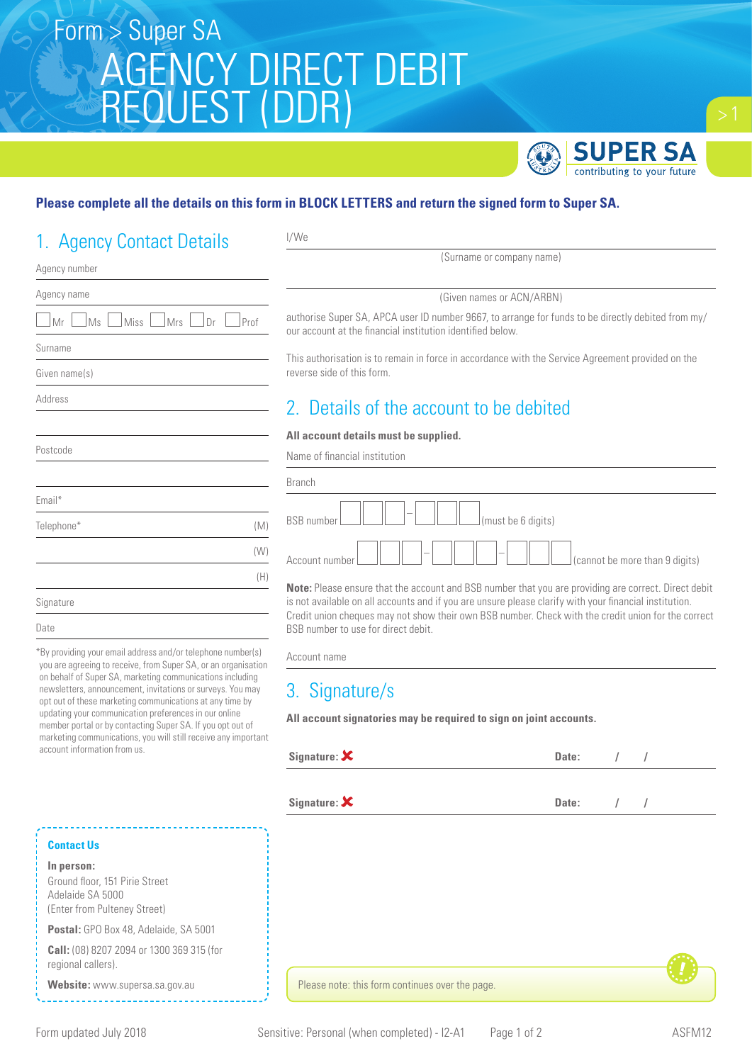Form > Super SA

# AGENCY DIRECT DEBIT REQUEST (DDR)

SUPER SA
contributing to your future

**Please complete all the details on this form in BLOCK LETTERS and return the signed form to Super SA.**

## 1. Agency Contact Details

Agency number

Agency name

☐ Mr ☐ Ms ☐ Miss ☐ Mrs ☐ Dr ☐ Prof

Surname

Given name(s)

Address

Postcode

Email*

Telephone* (M)

(W)

(H)

Signature

Date

*By providing your email address and/or telephone number(s) you are agreeing to receive, from Super SA, or an organisation on behalf of Super SA, marketing communications including newsletters, announcement, invitations or surveys. You may opt out of these marketing communications at any time by updating your communication preferences in our online member portal or by contacting Super SA. If you opt out of marketing communications, you will still receive any important account information from us.

I/We

(Surname or company name)

(Given names or ACN/ARBN)

authorise Super SA, APCA user ID number 9667, to arrange for funds to be directly debited from my/our account at the financial institution identified below.

This authorisation is to remain in force in accordance with the Service Agreement provided on the reverse side of this form.

## 2. Details of the account to be debited

**All account details must be supplied.**

Name of financial institution

Branch

BSB number ☐☐☐ – ☐☐☐ (must be 6 digits)

Account number ☐☐☐ – ☐☐☐ – ☐☐☐ (cannot be more than 9 digits)

**Note:** Please ensure that the account and BSB number that you are providing are correct. Direct debit is not available on all accounts and if you are unsure please clarify with your financial institution. Credit union cheques may not show their own BSB number. Check with the credit union for the correct BSB number to use for direct debit.

Account name

## 3. Signature/s

**All account signatories may be required to sign on joint accounts.**

**Signature:** ✘ **Date:** / /

**Signature:** ✘ **Date:** / /

**Contact Us**

**In person:**
Ground floor, 151 Pirie Street
Adelaide SA 5000
(Enter from Pulteney Street)

**Postal:** GPO Box 48, Adelaide, SA 5001

**Call:** (08) 8207 2094 or 1300 369 315 (for regional callers).

**Website:** www.supersa.sa.gov.au

Please note: this form continues over the page.

Form updated July 2018 Sensitive: Personal (when completed) - I2-A1 ASFM12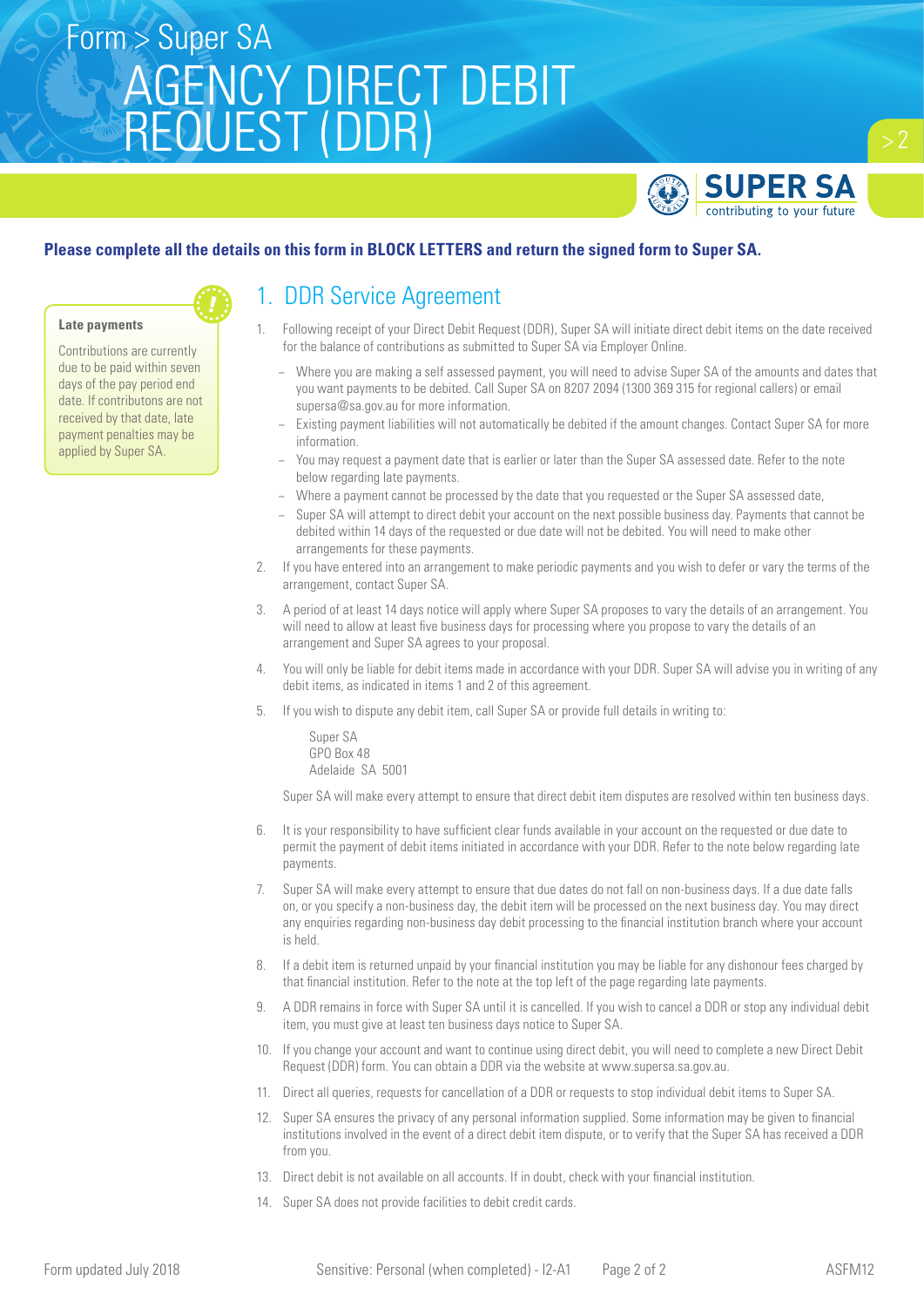# Form > Super SA
# AGENCY DIRECT DEBIT REQUEST (DDR)

SUPER SA
contributing to your future

**Please complete all the details on this form in BLOCK LETTERS and return the signed form to Super SA.**

**Late payments**

Contributions are currently due to be paid within seven days of the pay period end date. If contributons are not received by that date, late payment penalties may be applied by Super SA.

## 1. DDR Service Agreement

1. Following receipt of your Direct Debit Request (DDR), Super SA will initiate direct debit items on the date received for the balance of contributions as submitted to Super SA via Employer Online.
   - Where you are making a self assessed payment, you will need to advise Super SA of the amounts and dates that you want payments to be debited. Call Super SA on 8207 2094 (1300 369 315 for regional callers) or email supersa@sa.gov.au for more information.
   - Existing payment liabilities will not automatically be debited if the amount changes. Contact Super SA for more information.
   - You may request a payment date that is earlier or later than the Super SA assessed date. Refer to the note below regarding late payments.
   - Where a payment cannot be processed by the date that you requested or the Super SA assessed date,
   - Super SA will attempt to direct debit your account on the next possible business day. Payments that cannot be debited within 14 days of the requested or due date will not be debited. You will need to make other arrangements for these payments.
2. If you have entered into an arrangement to make periodic payments and you wish to defer or vary the terms of the arrangement, contact Super SA.
3. A period of at least 14 days notice will apply where Super SA proposes to vary the details of an arrangement. You will need to allow at least five business days for processing where you propose to vary the details of an arrangement and Super SA agrees to your proposal.
4. You will only be liable for debit items made in accordance with your DDR. Super SA will advise you in writing of any debit items, as indicated in items 1 and 2 of this agreement.
5. If you wish to dispute any debit item, call Super SA or provide full details in writing to:

   Super SA
   GPO Box 48
   Adelaide SA 5001

   Super SA will make every attempt to ensure that direct debit item disputes are resolved within ten business days.
6. It is your responsibility to have sufficient clear funds available in your account on the requested or due date to permit the payment of debit items initiated in accordance with your DDR. Refer to the note below regarding late payments.
7. Super SA will make every attempt to ensure that due dates do not fall on non-business days. If a due date falls on, or you specify a non-business day, the debit item will be processed on the next business day. You may direct any enquiries regarding non-business day debit processing to the financial institution branch where your account is held.
8. If a debit item is returned unpaid by your financial institution you may be liable for any dishonour fees charged by that financial institution. Refer to the note at the top left of the page regarding late payments.
9. A DDR remains in force with Super SA until it is cancelled. If you wish to cancel a DDR or stop any individual debit item, you must give at least ten business days notice to Super SA.
10. If you change your account and want to continue using direct debit, you will need to complete a new Direct Debit Request (DDR) form. You can obtain a DDR via the website at www.supersa.sa.gov.au.
11. Direct all queries, requests for cancellation of a DDR or requests to stop individual debit items to Super SA.
12. Super SA ensures the privacy of any personal information supplied. Some information may be given to financial institutions involved in the event of a direct debit item dispute, or to verify that the Super SA has received a DDR from you.
13. Direct debit is not available on all accounts. If in doubt, check with your financial institution.
14. Super SA does not provide facilities to debit credit cards.

Form updated July 2018 Sensitive: Personal (when completed) - I2-A1 ASFM12